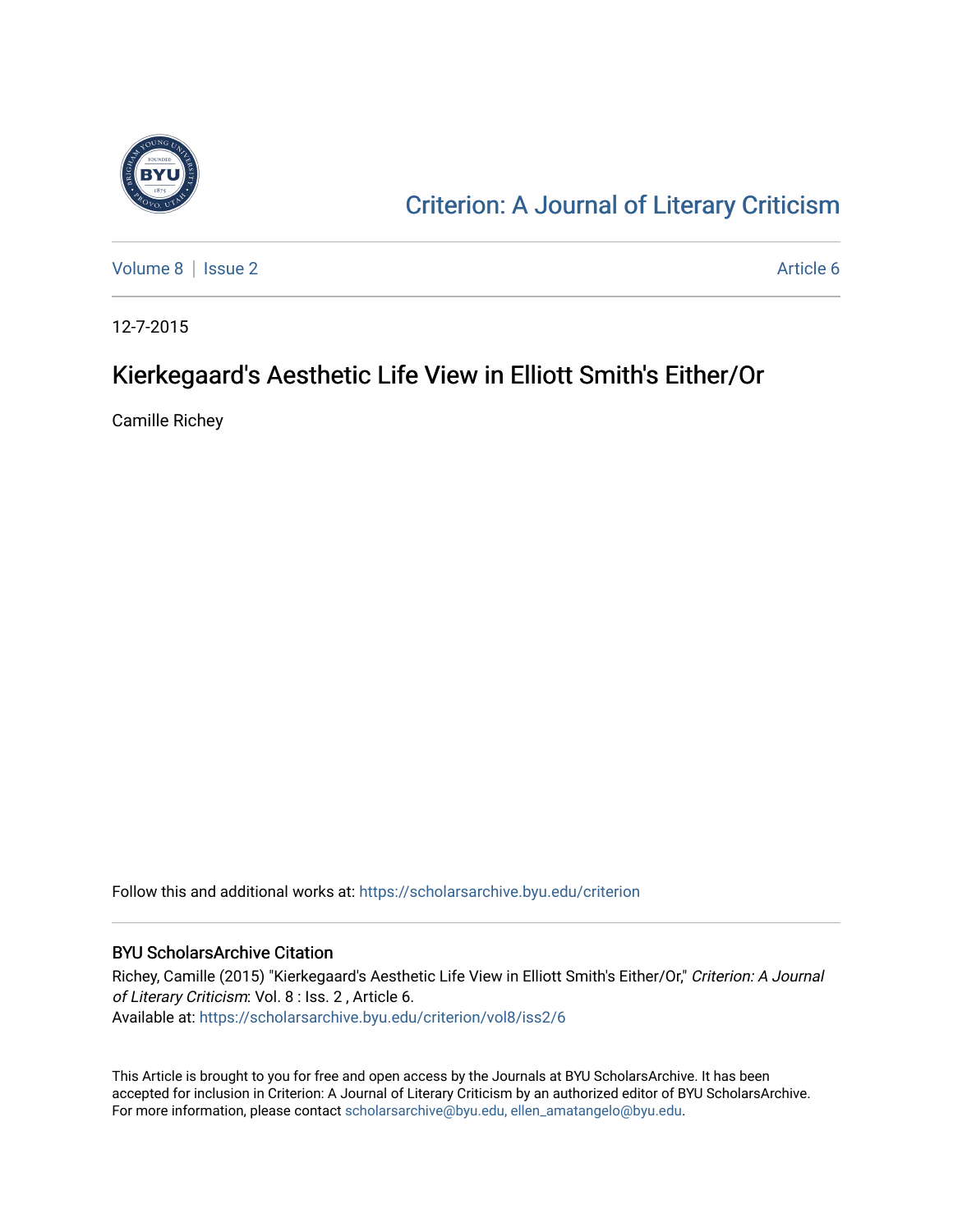[Criterion: A Journal of Literary Criticism](https://scholarsarchive.byu.edu/criterion)

Volume 8 | Issue 2 Article 6

12-7-2015

# Kierkegaard's Aesthetic Life View in Elliott Smith's Either/Or

Camille Richey

Follow this and additional works at: https://scholarsarchive.byu.edu/criterion

## BYU ScholarsArchive Citation

Richey, Camille (2015) "Kierkegaard's Aesthetic Life View in Elliott Smith's Either/Or," *Criterion: A Journal of Literary Criticism*: Vol. 8 : Iss. 2 , Article 6.
Available at: https://scholarsarchive.byu.edu/criterion/vol8/iss2/6

This Article is brought to you for free and open access by the Journals at BYU ScholarsArchive. It has been accepted for inclusion in Criterion: A Journal of Literary Criticism by an authorized editor of BYU ScholarsArchive. For more information, please contact scholarsarchive@byu.edu, ellen_amatangelo@byu.edu.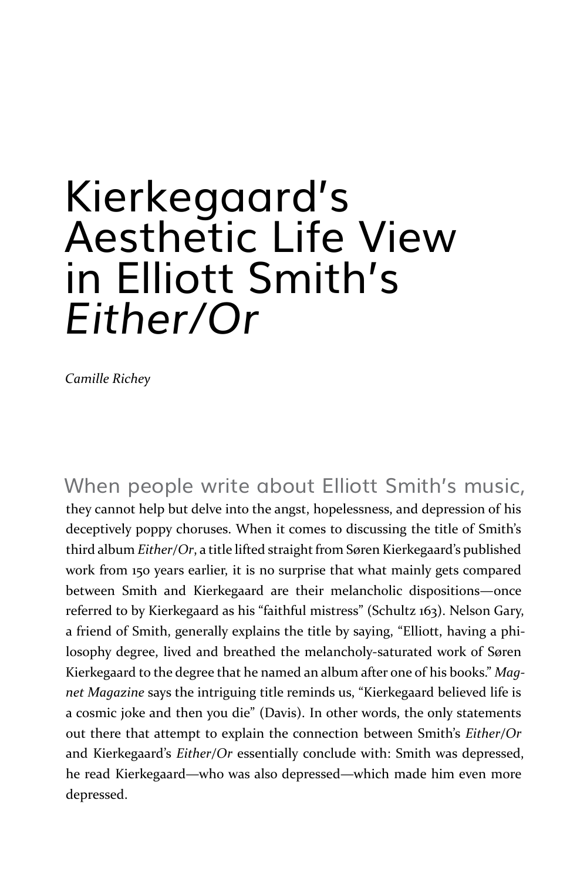# Kierkegaard's Aesthetic Life View in Elliott Smith's *Either/Or*

*Camille Richey*

When people write about Elliott Smith's music, they cannot help but delve into the angst, hopelessness, and depression of his deceptively poppy choruses. When it comes to discussing the title of Smith's third album *Either/Or*, a title lifted straight from Søren Kierkegaard's published work from 150 years earlier, it is no surprise that what mainly gets compared between Smith and Kierkegaard are their melancholic dispositions—once referred to by Kierkegaard as his "faithful mistress" (Schultz 163). Nelson Gary, a friend of Smith, generally explains the title by saying, "Elliott, having a philosophy degree, lived and breathed the melancholy-saturated work of Søren Kierkegaard to the degree that he named an album after one of his books." *Magnet Magazine* says the intriguing title reminds us, "Kierkegaard believed life is a cosmic joke and then you die" (Davis). In other words, the only statements out there that attempt to explain the connection between Smith's *Either/Or* and Kierkegaard's *Either/Or* essentially conclude with: Smith was depressed, he read Kierkegaard—who was also depressed—which made him even more depressed.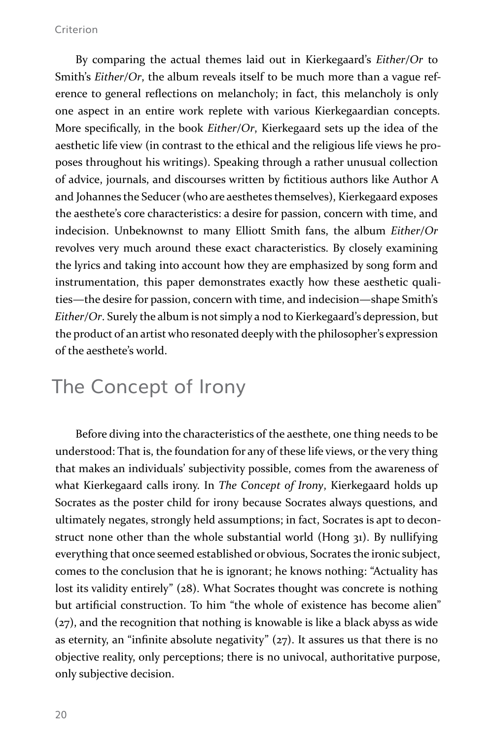By comparing the actual themes laid out in Kierkegaard's *Either/Or* to Smith's *Either/Or*, the album reveals itself to be much more than a vague reference to general reflections on melancholy; in fact, this melancholy is only one aspect in an entire work replete with various Kierkegaardian concepts. More specifically, in the book *Either/Or*, Kierkegaard sets up the idea of the aesthetic life view (in contrast to the ethical and the religious life views he proposes throughout his writings). Speaking through a rather unusual collection of advice, journals, and discourses written by fictitious authors like Author A and Johannes the Seducer (who are aesthetes themselves), Kierkegaard exposes the aesthete's core characteristics: a desire for passion, concern with time, and indecision. Unbeknownst to many Elliott Smith fans, the album *Either/Or* revolves very much around these exact characteristics. By closely examining the lyrics and taking into account how they are emphasized by song form and instrumentation, this paper demonstrates exactly how these aesthetic qualities—the desire for passion, concern with time, and indecision—shape Smith's *Either/Or*. Surely the album is not simply a nod to Kierkegaard's depression, but the product of an artist who resonated deeply with the philosopher's expression of the aesthete's world.

## The Concept of Irony

Before diving into the characteristics of the aesthete, one thing needs to be understood: That is, the foundation for any of these life views, or the very thing that makes an individuals' subjectivity possible, comes from the awareness of what Kierkegaard calls irony. In *The Concept of Irony*, Kierkegaard holds up Socrates as the poster child for irony because Socrates always questions, and ultimately negates, strongly held assumptions; in fact, Socrates is apt to deconstruct none other than the whole substantial world (Hong 31). By nullifying everything that once seemed established or obvious, Socrates the ironic subject, comes to the conclusion that he is ignorant; he knows nothing: "Actuality has lost its validity entirely" (28). What Socrates thought was concrete is nothing but artificial construction. To him "the whole of existence has become alien" (27), and the recognition that nothing is knowable is like a black abyss as wide as eternity, an "infinite absolute negativity" (27). It assures us that there is no objective reality, only perceptions; there is no univocal, authoritative purpose, only subjective decision.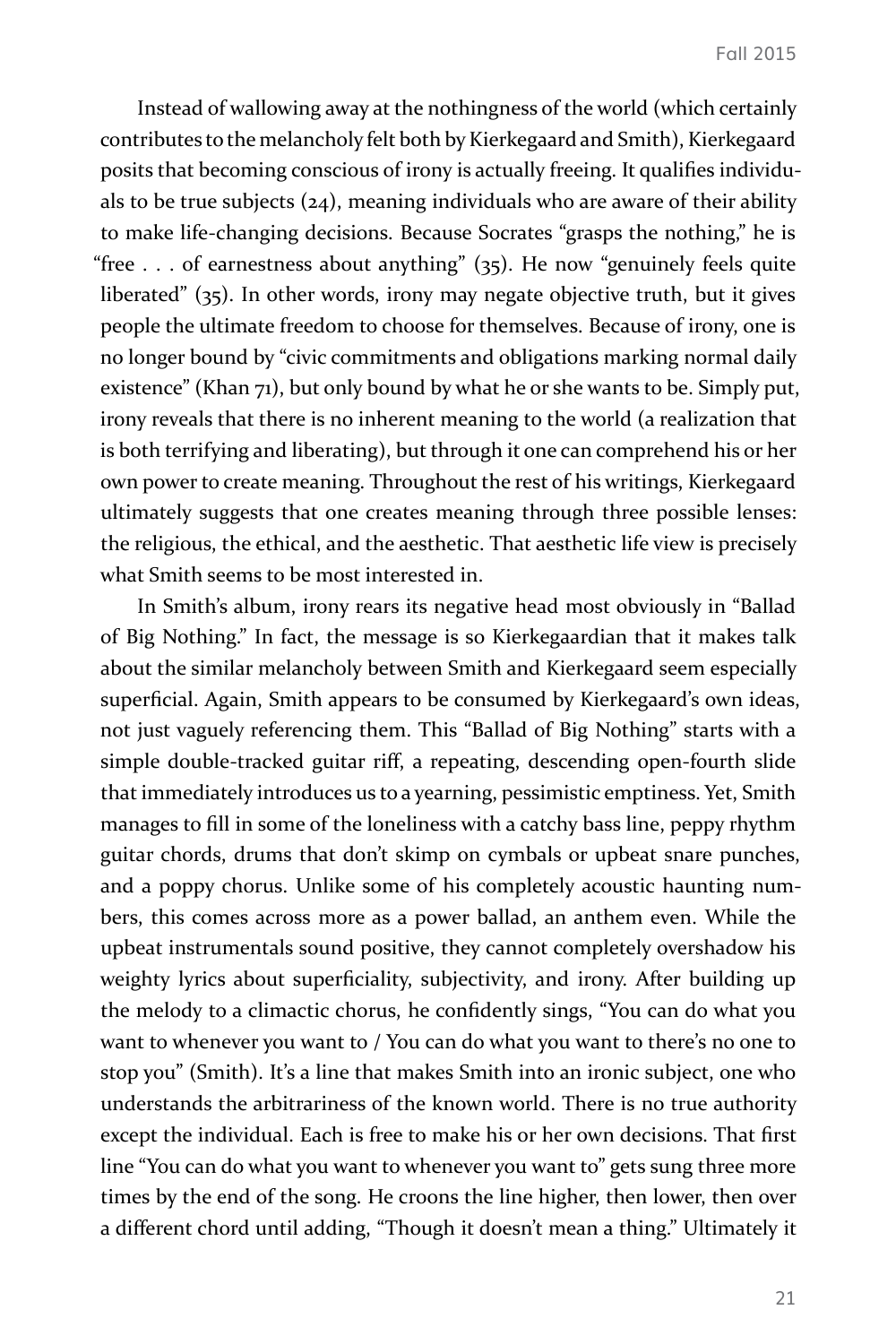Instead of wallowing away at the nothingness of the world (which certainly contributes to the melancholy felt both by Kierkegaard and Smith), Kierkegaard posits that becoming conscious of irony is actually freeing. It qualifies individuals to be true subjects (24), meaning individuals who are aware of their ability to make life-changing decisions. Because Socrates "grasps the nothing," he is "free . . . of earnestness about anything" (35). He now "genuinely feels quite liberated" (35). In other words, irony may negate objective truth, but it gives people the ultimate freedom to choose for themselves. Because of irony, one is no longer bound by "civic commitments and obligations marking normal daily existence" (Khan 71), but only bound by what he or she wants to be. Simply put, irony reveals that there is no inherent meaning to the world (a realization that is both terrifying and liberating), but through it one can comprehend his or her own power to create meaning. Throughout the rest of his writings, Kierkegaard ultimately suggests that one creates meaning through three possible lenses: the religious, the ethical, and the aesthetic. That aesthetic life view is precisely what Smith seems to be most interested in.

In Smith's album, irony rears its negative head most obviously in "Ballad of Big Nothing." In fact, the message is so Kierkegaardian that it makes talk about the similar melancholy between Smith and Kierkegaard seem especially superficial. Again, Smith appears to be consumed by Kierkegaard's own ideas, not just vaguely referencing them. This "Ballad of Big Nothing" starts with a simple double-tracked guitar riff, a repeating, descending open-fourth slide that immediately introduces us to a yearning, pessimistic emptiness. Yet, Smith manages to fill in some of the loneliness with a catchy bass line, peppy rhythm guitar chords, drums that don't skimp on cymbals or upbeat snare punches, and a poppy chorus. Unlike some of his completely acoustic haunting numbers, this comes across more as a power ballad, an anthem even. While the upbeat instrumentals sound positive, they cannot completely overshadow his weighty lyrics about superficiality, subjectivity, and irony. After building up the melody to a climactic chorus, he confidently sings, "You can do what you want to whenever you want to / You can do what you want to there's no one to stop you" (Smith). It's a line that makes Smith into an ironic subject, one who understands the arbitrariness of the known world. There is no true authority except the individual. Each is free to make his or her own decisions. That first line "You can do what you want to whenever you want to" gets sung three more times by the end of the song. He croons the line higher, then lower, then over a different chord until adding, "Though it doesn't mean a thing." Ultimately it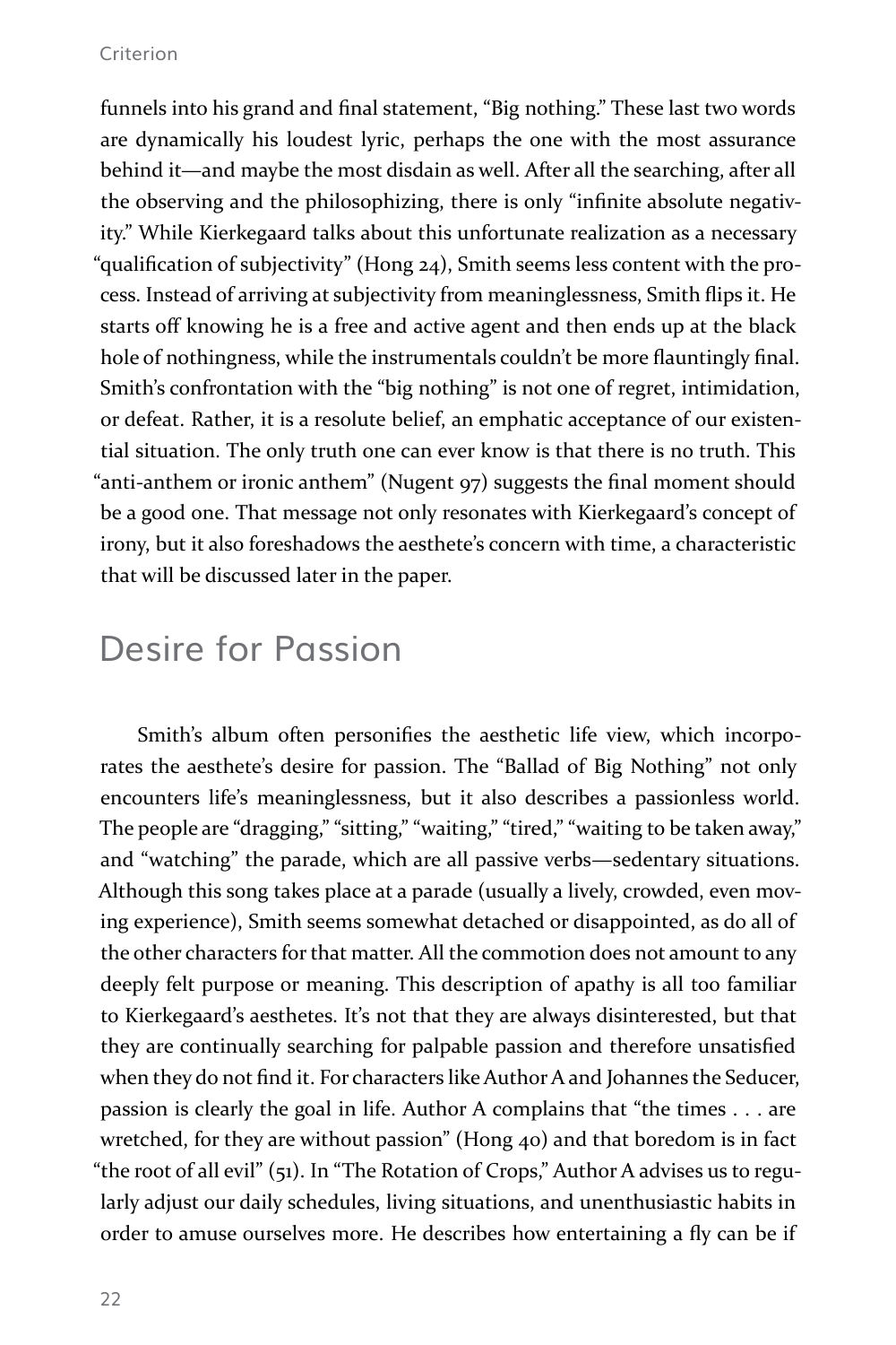funnels into his grand and final statement, "Big nothing." These last two words are dynamically his loudest lyric, perhaps the one with the most assurance behind it—and maybe the most disdain as well. After all the searching, after all the observing and the philosophizing, there is only "infinite absolute negativity." While Kierkegaard talks about this unfortunate realization as a necessary "qualification of subjectivity" (Hong 24), Smith seems less content with the process. Instead of arriving at subjectivity from meaninglessness, Smith flips it. He starts off knowing he is a free and active agent and then ends up at the black hole of nothingness, while the instrumentals couldn't be more flauntingly final. Smith's confrontation with the "big nothing" is not one of regret, intimidation, or defeat. Rather, it is a resolute belief, an emphatic acceptance of our existential situation. The only truth one can ever know is that there is no truth. This "anti-anthem or ironic anthem" (Nugent 97) suggests the final moment should be a good one. That message not only resonates with Kierkegaard's concept of irony, but it also foreshadows the aesthete's concern with time, a characteristic that will be discussed later in the paper.

## Desire for Passion

Smith's album often personifies the aesthetic life view, which incorporates the aesthete's desire for passion. The "Ballad of Big Nothing" not only encounters life's meaninglessness, but it also describes a passionless world. The people are "dragging," "sitting," "waiting," "tired," "waiting to be taken away," and "watching" the parade, which are all passive verbs—sedentary situations. Although this song takes place at a parade (usually a lively, crowded, even moving experience), Smith seems somewhat detached or disappointed, as do all of the other characters for that matter. All the commotion does not amount to any deeply felt purpose or meaning. This description of apathy is all too familiar to Kierkegaard's aesthetes. It's not that they are always disinterested, but that they are continually searching for palpable passion and therefore unsatisfied when they do not find it. For characters like Author A and Johannes the Seducer, passion is clearly the goal in life. Author A complains that "the times . . . are wretched, for they are without passion" (Hong 40) and that boredom is in fact "the root of all evil" (51). In "The Rotation of Crops," Author A advises us to regularly adjust our daily schedules, living situations, and unenthusiastic habits in order to amuse ourselves more. He describes how entertaining a fly can be if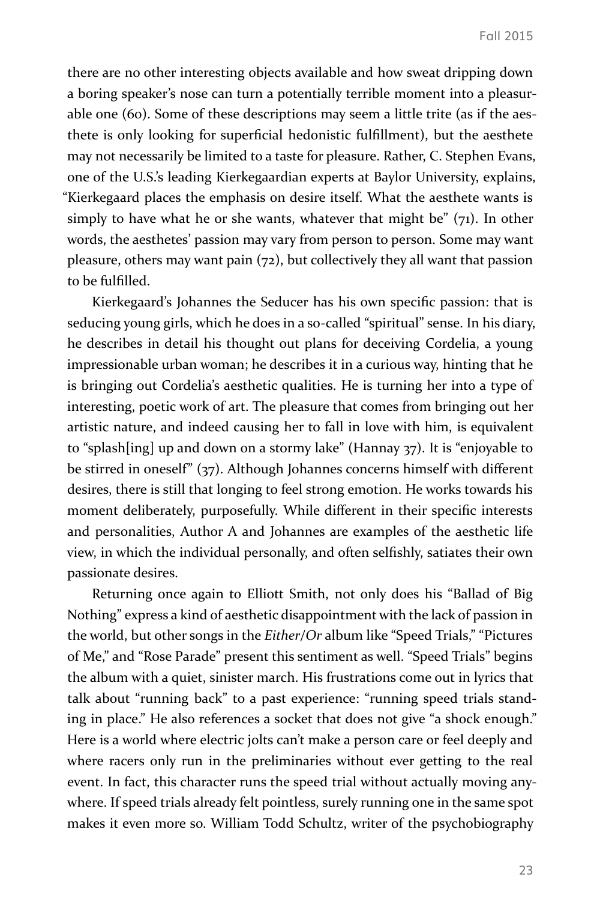there are no other interesting objects available and how sweat dripping down a boring speaker's nose can turn a potentially terrible moment into a pleasurable one (60). Some of these descriptions may seem a little trite (as if the aesthete is only looking for superficial hedonistic fulfillment), but the aesthete may not necessarily be limited to a taste for pleasure. Rather, C. Stephen Evans, one of the U.S.'s leading Kierkegaardian experts at Baylor University, explains, "Kierkegaard places the emphasis on desire itself. What the aesthete wants is simply to have what he or she wants, whatever that might be" (71). In other words, the aesthetes' passion may vary from person to person. Some may want pleasure, others may want pain (72), but collectively they all want that passion to be fulfilled.

Kierkegaard's Johannes the Seducer has his own specific passion: that is seducing young girls, which he does in a so-called "spiritual" sense. In his diary, he describes in detail his thought out plans for deceiving Cordelia, a young impressionable urban woman; he describes it in a curious way, hinting that he is bringing out Cordelia's aesthetic qualities. He is turning her into a type of interesting, poetic work of art. The pleasure that comes from bringing out her artistic nature, and indeed causing her to fall in love with him, is equivalent to "splash[ing] up and down on a stormy lake" (Hannay 37). It is "enjoyable to be stirred in oneself" (37). Although Johannes concerns himself with different desires, there is still that longing to feel strong emotion. He works towards his moment deliberately, purposefully. While different in their specific interests and personalities, Author A and Johannes are examples of the aesthetic life view, in which the individual personally, and often selfishly, satiates their own passionate desires.

Returning once again to Elliott Smith, not only does his "Ballad of Big Nothing" express a kind of aesthetic disappointment with the lack of passion in the world, but other songs in the *Either/Or* album like "Speed Trials," "Pictures of Me," and "Rose Parade" present this sentiment as well. "Speed Trials" begins the album with a quiet, sinister march. His frustrations come out in lyrics that talk about "running back" to a past experience: "running speed trials standing in place." He also references a socket that does not give "a shock enough." Here is a world where electric jolts can't make a person care or feel deeply and where racers only run in the preliminaries without ever getting to the real event. In fact, this character runs the speed trial without actually moving anywhere. If speed trials already felt pointless, surely running one in the same spot makes it even more so. William Todd Schultz, writer of the psychobiography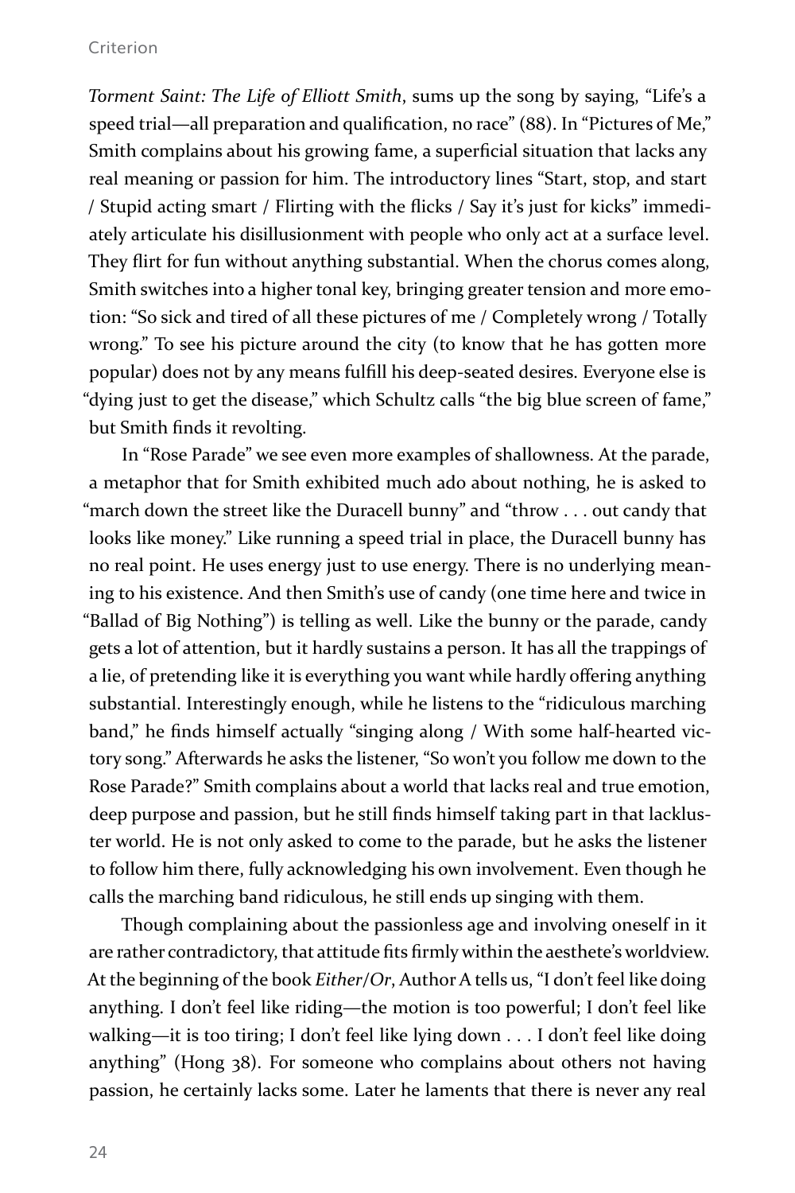*Torment Saint: The Life of Elliott Smith*, sums up the song by saying, "Life's a speed trial—all preparation and qualification, no race" (88). In "Pictures of Me," Smith complains about his growing fame, a superficial situation that lacks any real meaning or passion for him. The introductory lines "Start, stop, and start / Stupid acting smart / Flirting with the flicks / Say it's just for kicks" immediately articulate his disillusionment with people who only act at a surface level. They flirt for fun without anything substantial. When the chorus comes along, Smith switches into a higher tonal key, bringing greater tension and more emotion: "So sick and tired of all these pictures of me / Completely wrong / Totally wrong." To see his picture around the city (to know that he has gotten more popular) does not by any means fulfill his deep-seated desires. Everyone else is "dying just to get the disease," which Schultz calls "the big blue screen of fame," but Smith finds it revolting.

In "Rose Parade" we see even more examples of shallowness. At the parade, a metaphor that for Smith exhibited much ado about nothing, he is asked to "march down the street like the Duracell bunny" and "throw . . . out candy that looks like money." Like running a speed trial in place, the Duracell bunny has no real point. He uses energy just to use energy. There is no underlying meaning to his existence. And then Smith's use of candy (one time here and twice in "Ballad of Big Nothing") is telling as well. Like the bunny or the parade, candy gets a lot of attention, but it hardly sustains a person. It has all the trappings of a lie, of pretending like it is everything you want while hardly offering anything substantial. Interestingly enough, while he listens to the "ridiculous marching band," he finds himself actually "singing along / With some half-hearted victory song." Afterwards he asks the listener, "So won't you follow me down to the Rose Parade?" Smith complains about a world that lacks real and true emotion, deep purpose and passion, but he still finds himself taking part in that lackluster world. He is not only asked to come to the parade, but he asks the listener to follow him there, fully acknowledging his own involvement. Even though he calls the marching band ridiculous, he still ends up singing with them.

Though complaining about the passionless age and involving oneself in it are rather contradictory, that attitude fits firmly within the aesthete's worldview. At the beginning of the book *Either/Or*, Author A tells us, "I don't feel like doing anything. I don't feel like riding—the motion is too powerful; I don't feel like walking—it is too tiring; I don't feel like lying down . . . I don't feel like doing anything" (Hong 38). For someone who complains about others not having passion, he certainly lacks some. Later he laments that there is never any real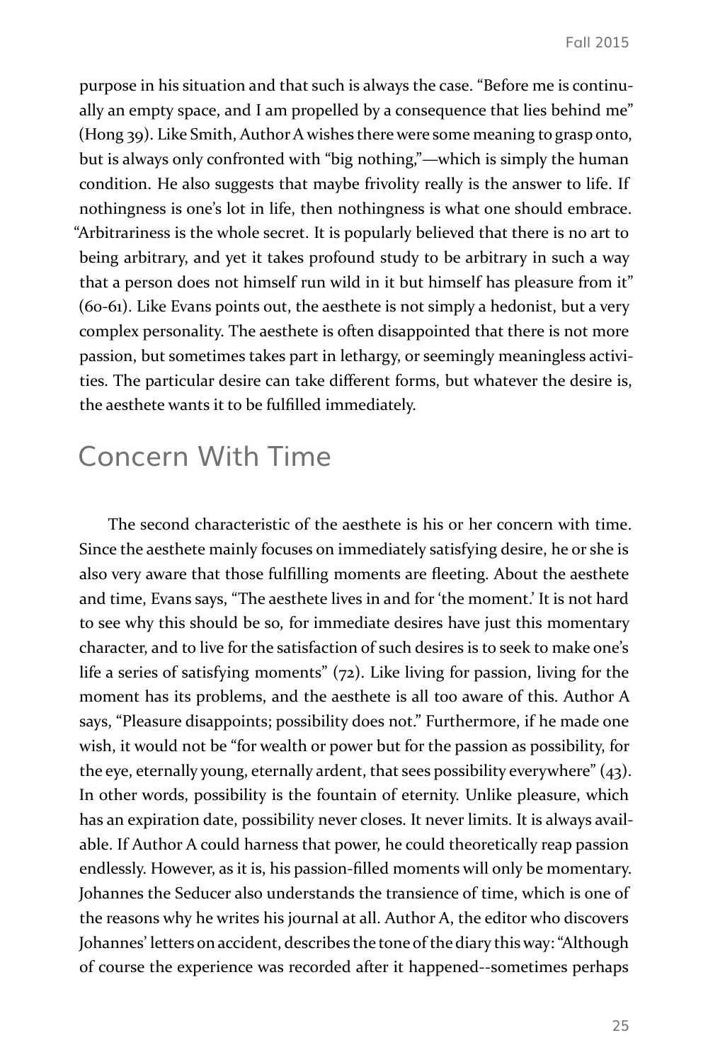purpose in his situation and that such is always the case. "Before me is continually an empty space, and I am propelled by a consequence that lies behind me" (Hong 39). Like Smith, Author A wishes there were some meaning to grasp onto, but is always only confronted with "big nothing,"—which is simply the human condition. He also suggests that maybe frivolity really is the answer to life. If nothingness is one's lot in life, then nothingness is what one should embrace. "Arbitrariness is the whole secret. It is popularly believed that there is no art to being arbitrary, and yet it takes profound study to be arbitrary in such a way that a person does not himself run wild in it but himself has pleasure from it" (60-61). Like Evans points out, the aesthete is not simply a hedonist, but a very complex personality. The aesthete is often disappointed that there is not more passion, but sometimes takes part in lethargy, or seemingly meaningless activities. The particular desire can take different forms, but whatever the desire is, the aesthete wants it to be fulfilled immediately.

## Concern With Time

The second characteristic of the aesthete is his or her concern with time. Since the aesthete mainly focuses on immediately satisfying desire, he or she is also very aware that those fulfilling moments are fleeting. About the aesthete and time, Evans says, "The aesthete lives in and for 'the moment.' It is not hard to see why this should be so, for immediate desires have just this momentary character, and to live for the satisfaction of such desires is to seek to make one's life a series of satisfying moments" (72). Like living for passion, living for the moment has its problems, and the aesthete is all too aware of this. Author A says, "Pleasure disappoints; possibility does not." Furthermore, if he made one wish, it would not be "for wealth or power but for the passion as possibility, for the eye, eternally young, eternally ardent, that sees possibility everywhere" (43). In other words, possibility is the fountain of eternity. Unlike pleasure, which has an expiration date, possibility never closes. It never limits. It is always available. If Author A could harness that power, he could theoretically reap passion endlessly. However, as it is, his passion-filled moments will only be momentary. Johannes the Seducer also understands the transience of time, which is one of the reasons why he writes his journal at all. Author A, the editor who discovers Johannes' letters on accident, describes the tone of the diary this way: "Although of course the experience was recorded after it happened--sometimes perhaps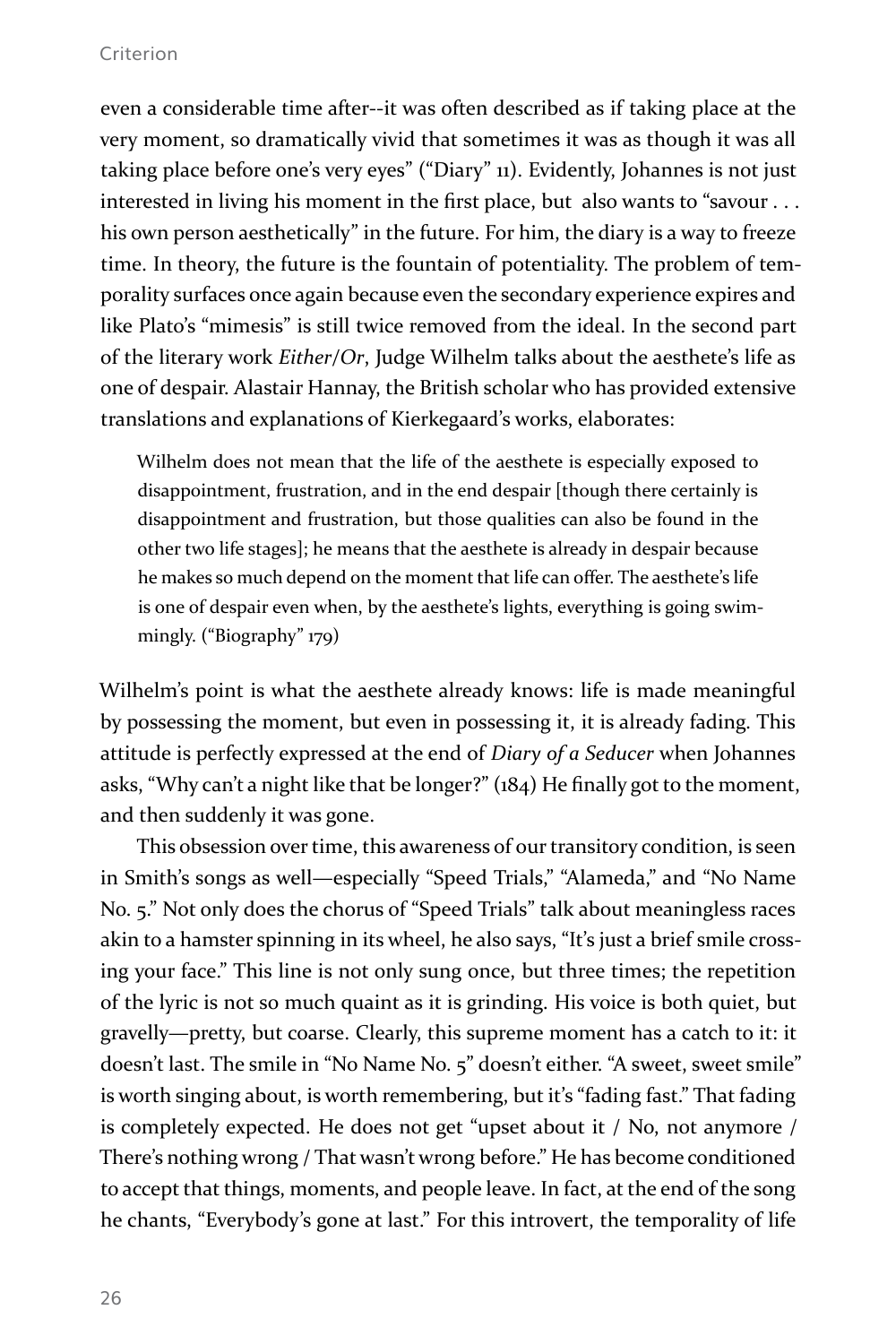even a considerable time after--it was often described as if taking place at the very moment, so dramatically vivid that sometimes it was as though it was all taking place before one's very eyes" ("Diary" 11). Evidently, Johannes is not just interested in living his moment in the first place, but also wants to "savour . . . his own person aesthetically" in the future. For him, the diary is a way to freeze time. In theory, the future is the fountain of potentiality. The problem of temporality surfaces once again because even the secondary experience expires and like Plato's "mimesis" is still twice removed from the ideal. In the second part of the literary work *Either/Or*, Judge Wilhelm talks about the aesthete's life as one of despair. Alastair Hannay, the British scholar who has provided extensive translations and explanations of Kierkegaard's works, elaborates:

> Wilhelm does not mean that the life of the aesthete is especially exposed to disappointment, frustration, and in the end despair [though there certainly is disappointment and frustration, but those qualities can also be found in the other two life stages]; he means that the aesthete is already in despair because he makes so much depend on the moment that life can offer. The aesthete's life is one of despair even when, by the aesthete's lights, everything is going swimmingly. ("Biography" 179)

Wilhelm's point is what the aesthete already knows: life is made meaningful by possessing the moment, but even in possessing it, it is already fading. This attitude is perfectly expressed at the end of *Diary of a Seducer* when Johannes asks, "Why can't a night like that be longer?" (184) He finally got to the moment, and then suddenly it was gone.

This obsession over time, this awareness of our transitory condition, is seen in Smith's songs as well—especially "Speed Trials," "Alameda," and "No Name No. 5." Not only does the chorus of "Speed Trials" talk about meaningless races akin to a hamster spinning in its wheel, he also says, "It's just a brief smile crossing your face." This line is not only sung once, but three times; the repetition of the lyric is not so much quaint as it is grinding. His voice is both quiet, but gravelly—pretty, but coarse. Clearly, this supreme moment has a catch to it: it doesn't last. The smile in "No Name No. 5" doesn't either. "A sweet, sweet smile" is worth singing about, is worth remembering, but it's "fading fast." That fading is completely expected. He does not get "upset about it / No, not anymore / There's nothing wrong / That wasn't wrong before." He has become conditioned to accept that things, moments, and people leave. In fact, at the end of the song he chants, "Everybody's gone at last." For this introvert, the temporality of life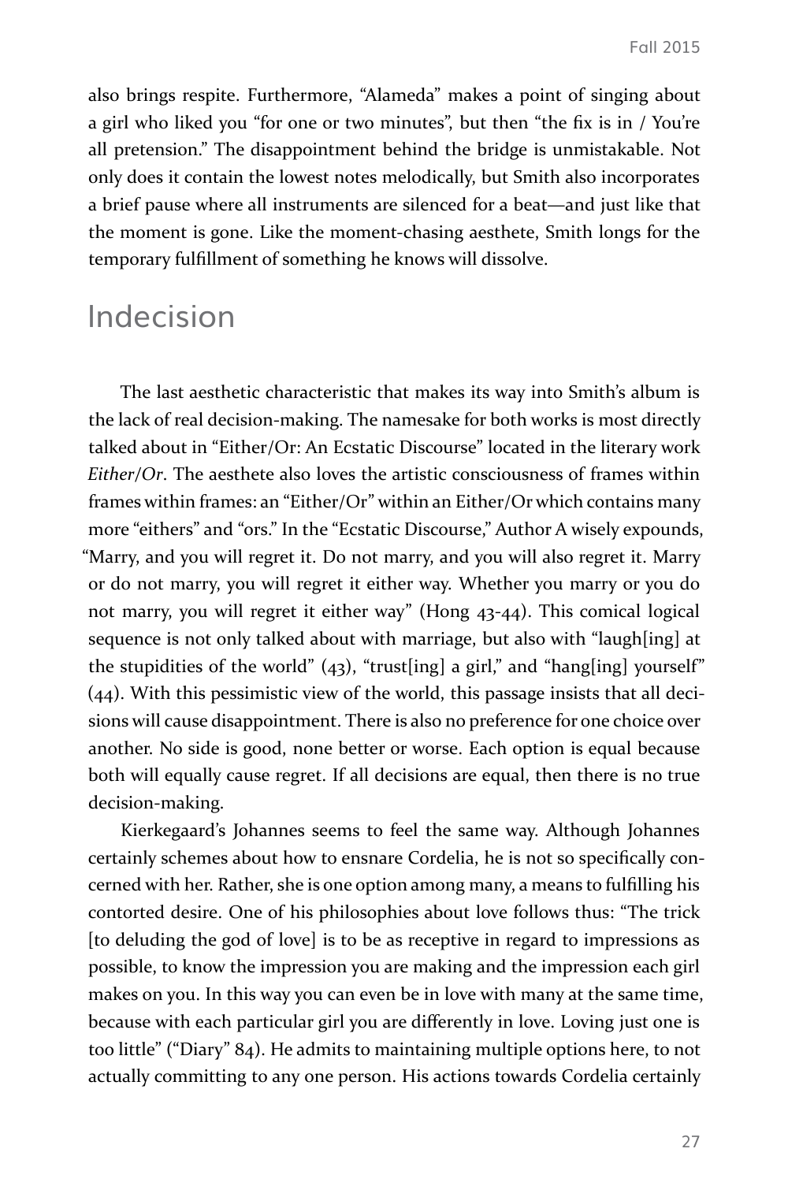also brings respite. Furthermore, "Alameda" makes a point of singing about a girl who liked you "for one or two minutes", but then "the fix is in / You're all pretension." The disappointment behind the bridge is unmistakable. Not only does it contain the lowest notes melodically, but Smith also incorporates a brief pause where all instruments are silenced for a beat—and just like that the moment is gone. Like the moment-chasing aesthete, Smith longs for the temporary fulfillment of something he knows will dissolve.

## Indecision

The last aesthetic characteristic that makes its way into Smith's album is the lack of real decision-making. The namesake for both works is most directly talked about in "Either/Or: An Ecstatic Discourse" located in the literary work *Either/Or*. The aesthete also loves the artistic consciousness of frames within frames within frames: an "Either/Or" within an Either/Or which contains many more "eithers" and "ors." In the "Ecstatic Discourse," Author A wisely expounds, "Marry, and you will regret it. Do not marry, and you will also regret it. Marry or do not marry, you will regret it either way. Whether you marry or you do not marry, you will regret it either way" (Hong 43-44). This comical logical sequence is not only talked about with marriage, but also with "laugh[ing] at the stupidities of the world" (43), "trust[ing] a girl," and "hang[ing] yourself" (44). With this pessimistic view of the world, this passage insists that all decisions will cause disappointment. There is also no preference for one choice over another. No side is good, none better or worse. Each option is equal because both will equally cause regret. If all decisions are equal, then there is no true decision-making.

Kierkegaard's Johannes seems to feel the same way. Although Johannes certainly schemes about how to ensnare Cordelia, he is not so specifically concerned with her. Rather, she is one option among many, a means to fulfilling his contorted desire. One of his philosophies about love follows thus: "The trick [to deluding the god of love] is to be as receptive in regard to impressions as possible, to know the impression you are making and the impression each girl makes on you. In this way you can even be in love with many at the same time, because with each particular girl you are differently in love. Loving just one is too little" ("Diary" 84). He admits to maintaining multiple options here, to not actually committing to any one person. His actions towards Cordelia certainly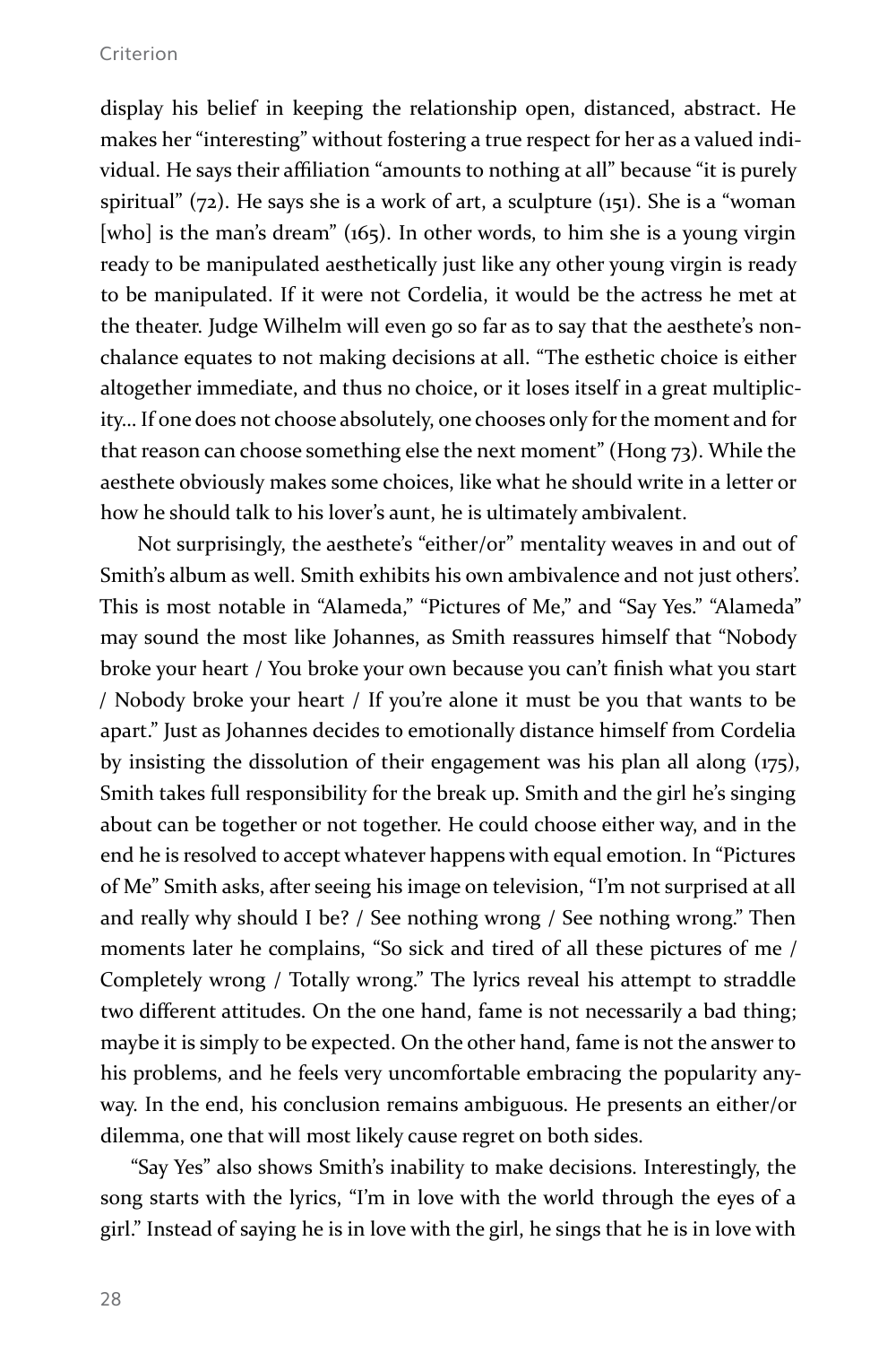display his belief in keeping the relationship open, distanced, abstract. He makes her "interesting" without fostering a true respect for her as a valued individual. He says their affiliation "amounts to nothing at all" because "it is purely spiritual" (72). He says she is a work of art, a sculpture (151). She is a "woman [who] is the man's dream" (165). In other words, to him she is a young virgin ready to be manipulated aesthetically just like any other young virgin is ready to be manipulated. If it were not Cordelia, it would be the actress he met at the theater. Judge Wilhelm will even go so far as to say that the aesthete's nonchalance equates to not making decisions at all. "The esthetic choice is either altogether immediate, and thus no choice, or it loses itself in a great multiplicity… If one does not choose absolutely, one chooses only for the moment and for that reason can choose something else the next moment" (Hong 73). While the aesthete obviously makes some choices, like what he should write in a letter or how he should talk to his lover's aunt, he is ultimately ambivalent.

Not surprisingly, the aesthete's "either/or" mentality weaves in and out of Smith's album as well. Smith exhibits his own ambivalence and not just others'. This is most notable in "Alameda," "Pictures of Me," and "Say Yes." "Alameda" may sound the most like Johannes, as Smith reassures himself that "Nobody broke your heart / You broke your own because you can't finish what you start / Nobody broke your heart / If you're alone it must be you that wants to be apart." Just as Johannes decides to emotionally distance himself from Cordelia by insisting the dissolution of their engagement was his plan all along (175), Smith takes full responsibility for the break up. Smith and the girl he's singing about can be together or not together. He could choose either way, and in the end he is resolved to accept whatever happens with equal emotion. In "Pictures of Me" Smith asks, after seeing his image on television, "I'm not surprised at all and really why should I be? / See nothing wrong / See nothing wrong." Then moments later he complains, "So sick and tired of all these pictures of me / Completely wrong / Totally wrong." The lyrics reveal his attempt to straddle two different attitudes. On the one hand, fame is not necessarily a bad thing; maybe it is simply to be expected. On the other hand, fame is not the answer to his problems, and he feels very uncomfortable embracing the popularity anyway. In the end, his conclusion remains ambiguous. He presents an either/or dilemma, one that will most likely cause regret on both sides.

"Say Yes" also shows Smith's inability to make decisions. Interestingly, the song starts with the lyrics, "I'm in love with the world through the eyes of a girl." Instead of saying he is in love with the girl, he sings that he is in love with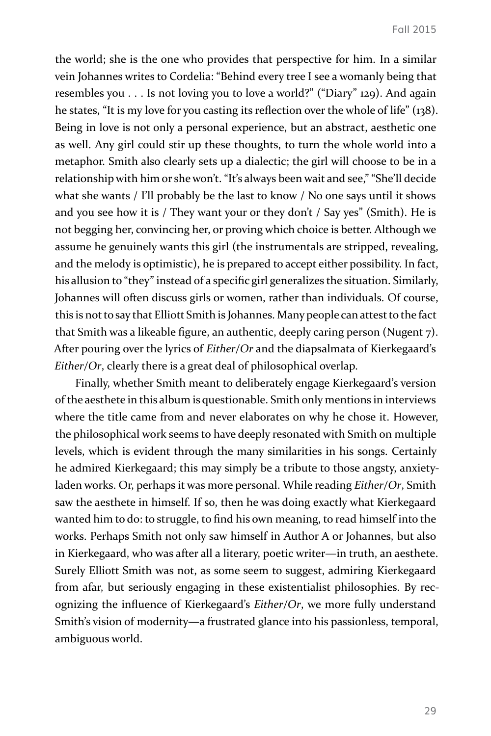the world; she is the one who provides that perspective for him. In a similar vein Johannes writes to Cordelia: "Behind every tree I see a womanly being that resembles you . . . Is not loving you to love a world?" ("Diary" 129). And again he states, "It is my love for you casting its reflection over the whole of life" (138). Being in love is not only a personal experience, but an abstract, aesthetic one as well. Any girl could stir up these thoughts, to turn the whole world into a metaphor. Smith also clearly sets up a dialectic; the girl will choose to be in a relationship with him or she won't. "It's always been wait and see," "She'll decide what she wants / I'll probably be the last to know / No one says until it shows and you see how it is / They want your or they don't / Say yes" (Smith). He is not begging her, convincing her, or proving which choice is better. Although we assume he genuinely wants this girl (the instrumentals are stripped, revealing, and the melody is optimistic), he is prepared to accept either possibility. In fact, his allusion to "they" instead of a specific girl generalizes the situation. Similarly, Johannes will often discuss girls or women, rather than individuals. Of course, this is not to say that Elliott Smith is Johannes. Many people can attest to the fact that Smith was a likeable figure, an authentic, deeply caring person (Nugent 7). After pouring over the lyrics of *Either/Or* and the diapsalmata of Kierkegaard's *Either/Or*, clearly there is a great deal of philosophical overlap.

Finally, whether Smith meant to deliberately engage Kierkegaard's version of the aesthete in this album is questionable. Smith only mentions in interviews where the title came from and never elaborates on why he chose it. However, the philosophical work seems to have deeply resonated with Smith on multiple levels, which is evident through the many similarities in his songs. Certainly he admired Kierkegaard; this may simply be a tribute to those angsty, anxiety-laden works. Or, perhaps it was more personal. While reading *Either/Or*, Smith saw the aesthete in himself. If so, then he was doing exactly what Kierkegaard wanted him to do: to struggle, to find his own meaning, to read himself into the works. Perhaps Smith not only saw himself in Author A or Johannes, but also in Kierkegaard, who was after all a literary, poetic writer—in truth, an aesthete. Surely Elliott Smith was not, as some seem to suggest, admiring Kierkegaard from afar, but seriously engaging in these existentialist philosophies. By recognizing the influence of Kierkegaard's *Either/Or*, we more fully understand Smith's vision of modernity—a frustrated glance into his passionless, temporal, ambiguous world.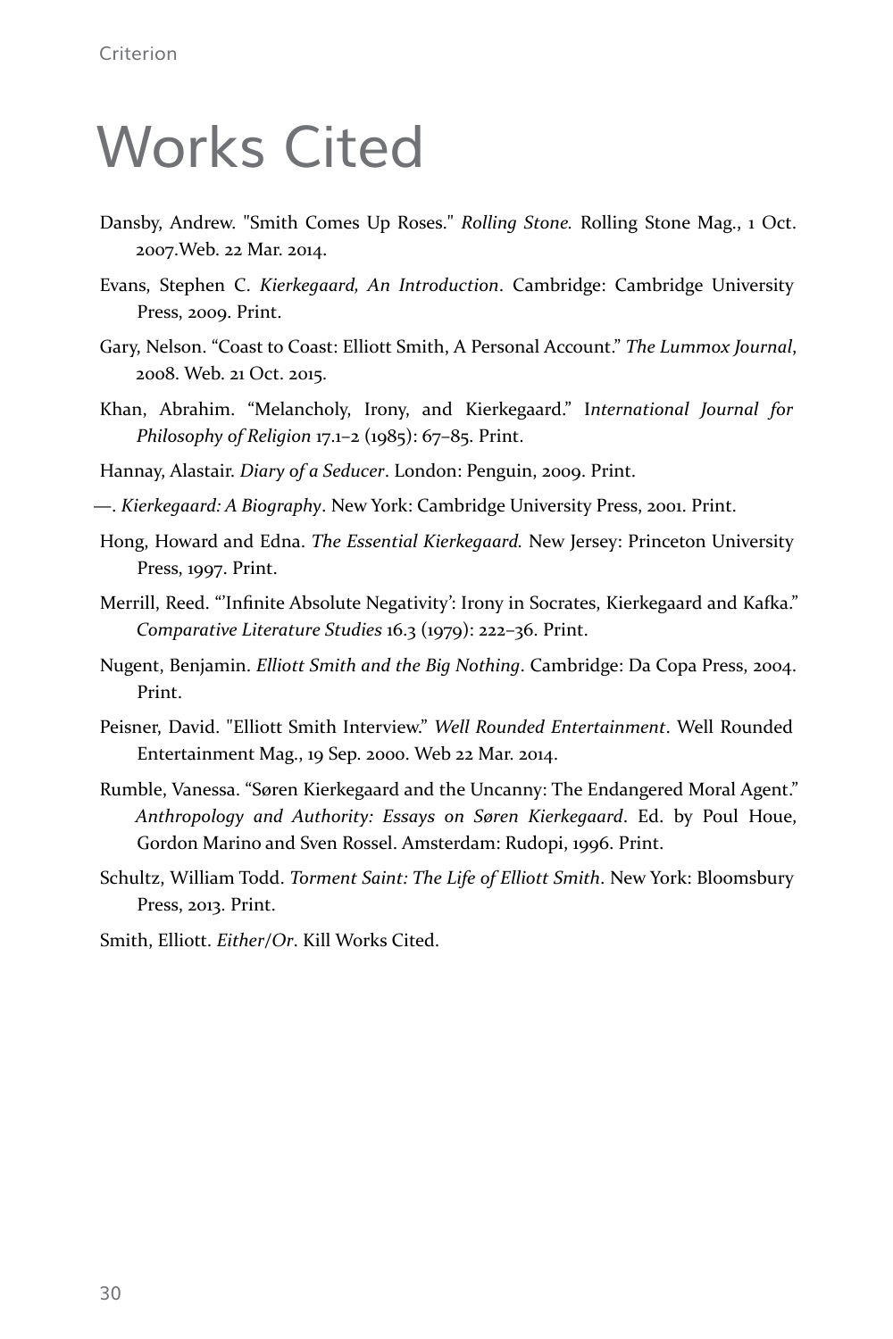# Works Cited

Dansby, Andrew. "Smith Comes Up Roses." *Rolling Stone.* Rolling Stone Mag., 1 Oct. 2007.Web. 22 Mar. 2014.

Evans, Stephen C. *Kierkegaard, An Introduction*. Cambridge: Cambridge University Press, 2009. Print.

Gary, Nelson. "Coast to Coast: Elliott Smith, A Personal Account." *The Lummox Journal*, 2008. Web. 21 Oct. 2015.

Khan, Abrahim. "Melancholy, Irony, and Kierkegaard." I*nternational Journal for Philosophy of Religion* 17.1–2 (1985): 67–85. Print.

Hannay, Alastair. *Diary of a Seducer*. London: Penguin, 2009. Print.

—. *Kierkegaard: A Biography*. New York: Cambridge University Press, 2001. Print.

Hong, Howard and Edna. *The Essential Kierkegaard.* New Jersey: Princeton University Press, 1997. Print.

Merrill, Reed. "'Infinite Absolute Negativity': Irony in Socrates, Kierkegaard and Kafka." *Comparative Literature Studies* 16.3 (1979): 222–36. Print.

Nugent, Benjamin. *Elliott Smith and the Big Nothing*. Cambridge: Da Copa Press, 2004. Print.

Peisner, David. "Elliott Smith Interview." *Well Rounded Entertainment*. Well Rounded Entertainment Mag., 19 Sep. 2000. Web 22 Mar. 2014.

Rumble, Vanessa. "Søren Kierkegaard and the Uncanny: The Endangered Moral Agent." *Anthropology and Authority: Essays on Søren Kierkegaard*. Ed. by Poul Houe, Gordon Marino and Sven Rossel. Amsterdam: Rudopi, 1996. Print.

Schultz, William Todd. *Torment Saint: The Life of Elliott Smith*. New York: Bloomsbury Press, 2013. Print.

Smith, Elliott. *Either/Or*. Kill Works Cited.